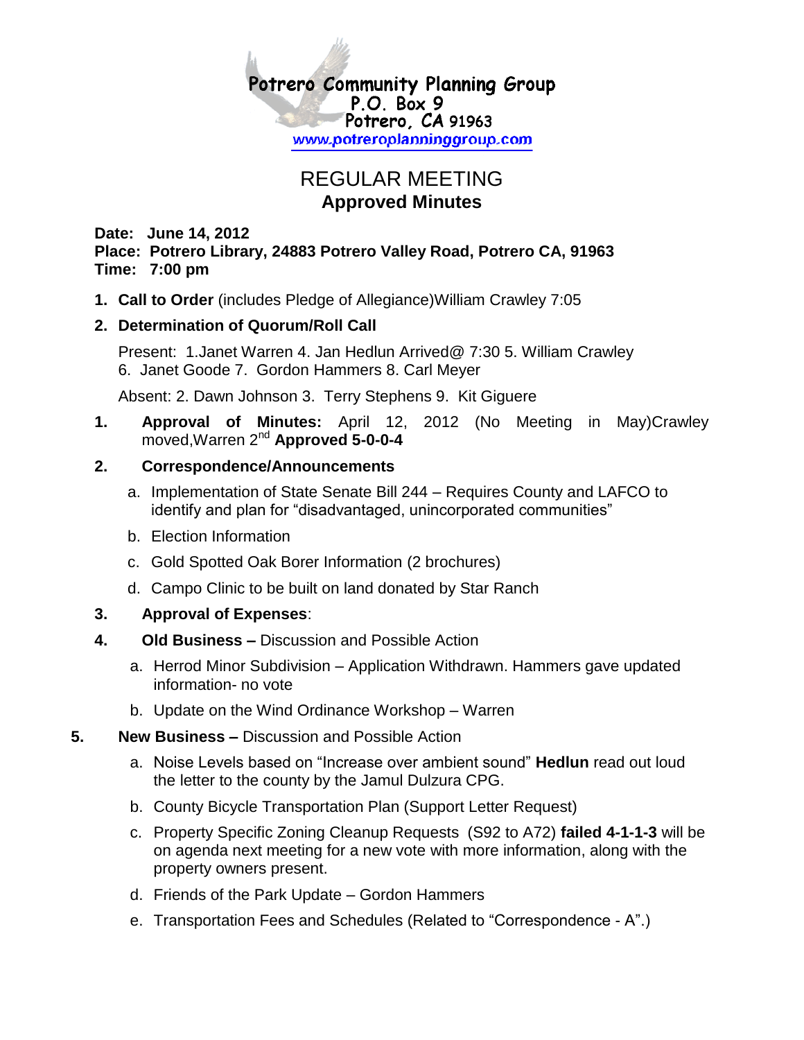**Potrero Community Planning Group**
P.O. Box 9
Potrero, CA 91963
www.potreroplanninggroup.com

# REGULAR MEETING
## Approved Minutes

**Date: June 14, 2012**
**Place: Potrero Library, 24883 Potrero Valley Road, Potrero CA, 91963**
**Time: 7:00 pm**

1. **Call to Order** (includes Pledge of Allegiance)William Crawley 7:05
2. **Determination of Quorum/Roll Call**

   Present: 1.Janet Warren 4. Jan Hedlun Arrived@ 7:30 5. William Crawley 6. Janet Goode 7. Gordon Hammers 8. Carl Meyer

   Absent: 2. Dawn Johnson 3. Terry Stephens 9. Kit Giguere

1. **Approval of Minutes:** April 12, 2012 (No Meeting in May)Crawley moved,Warren 2nd **Approved 5-0-0-4**
2. **Correspondence/Announcements**
   a. Implementation of State Senate Bill 244 – Requires County and LAFCO to identify and plan for "disadvantaged, unincorporated communities"
   b. Election Information
   c. Gold Spotted Oak Borer Information (2 brochures)
   d. Campo Clinic to be built on land donated by Star Ranch
3. **Approval of Expenses**:
4. **Old Business –** Discussion and Possible Action
   a. Herrod Minor Subdivision – Application Withdrawn. Hammers gave updated information- no vote
   b. Update on the Wind Ordinance Workshop – Warren
5. **New Business –** Discussion and Possible Action
   a. Noise Levels based on "Increase over ambient sound" **Hedlun** read out loud the letter to the county by the Jamul Dulzura CPG.
   b. County Bicycle Transportation Plan (Support Letter Request)
   c. Property Specific Zoning Cleanup Requests (S92 to A72) **failed 4-1-1-3** will be on agenda next meeting for a new vote with more information, along with the property owners present.
   d. Friends of the Park Update – Gordon Hammers
   e. Transportation Fees and Schedules (Related to "Correspondence - A".)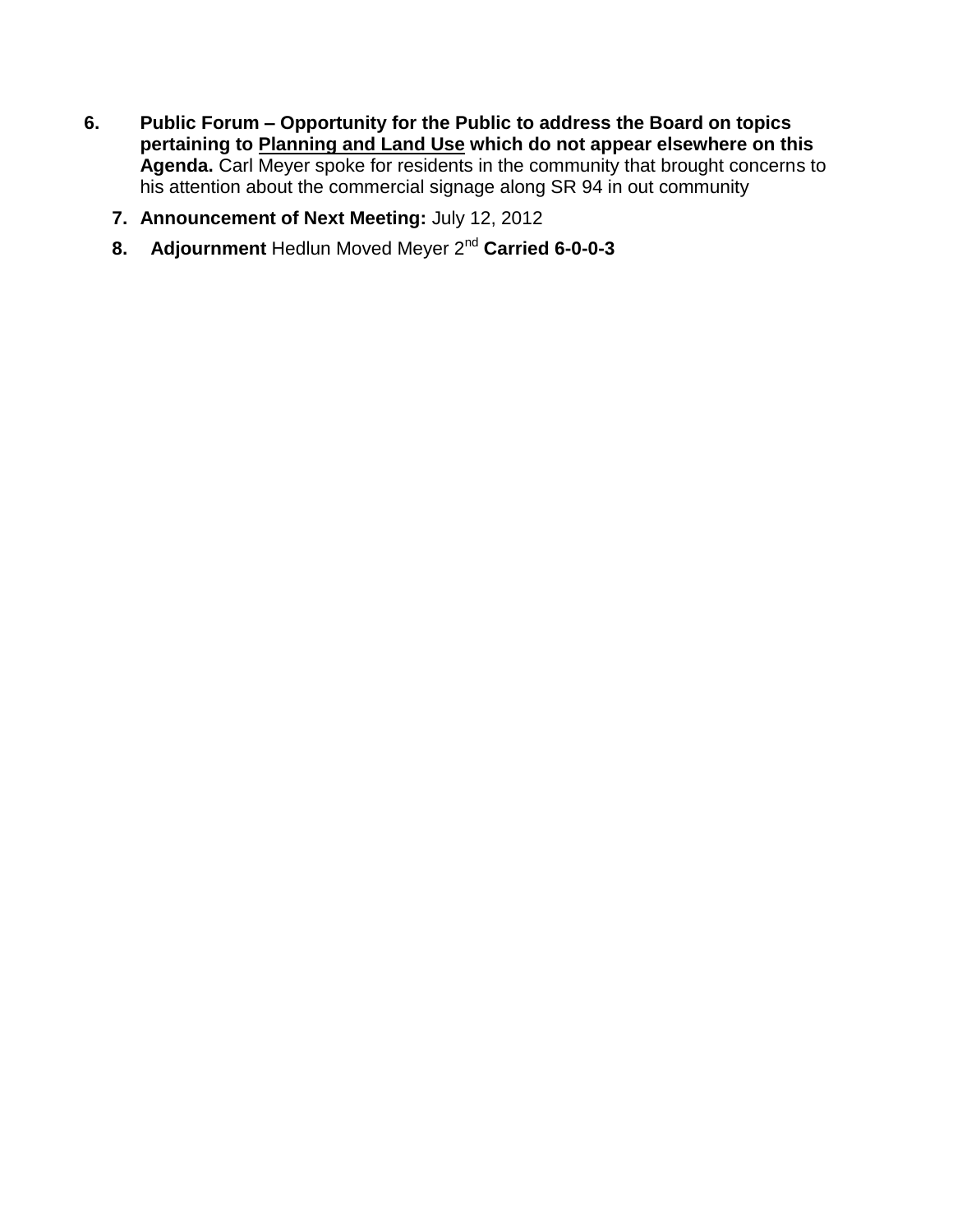6. **Public Forum – Opportunity for the Public to address the Board on topics pertaining to <u>Planning and Land Use</u> which do not appear elsewhere on this Agenda.** Carl Meyer spoke for residents in the community that brought concerns to his attention about the commercial signage along SR 94 in out community

7. **Announcement of Next Meeting:** July 12, 2012

8. **Adjournment** Hedlun Moved Meyer 2nd **Carried 6-0-0-3**